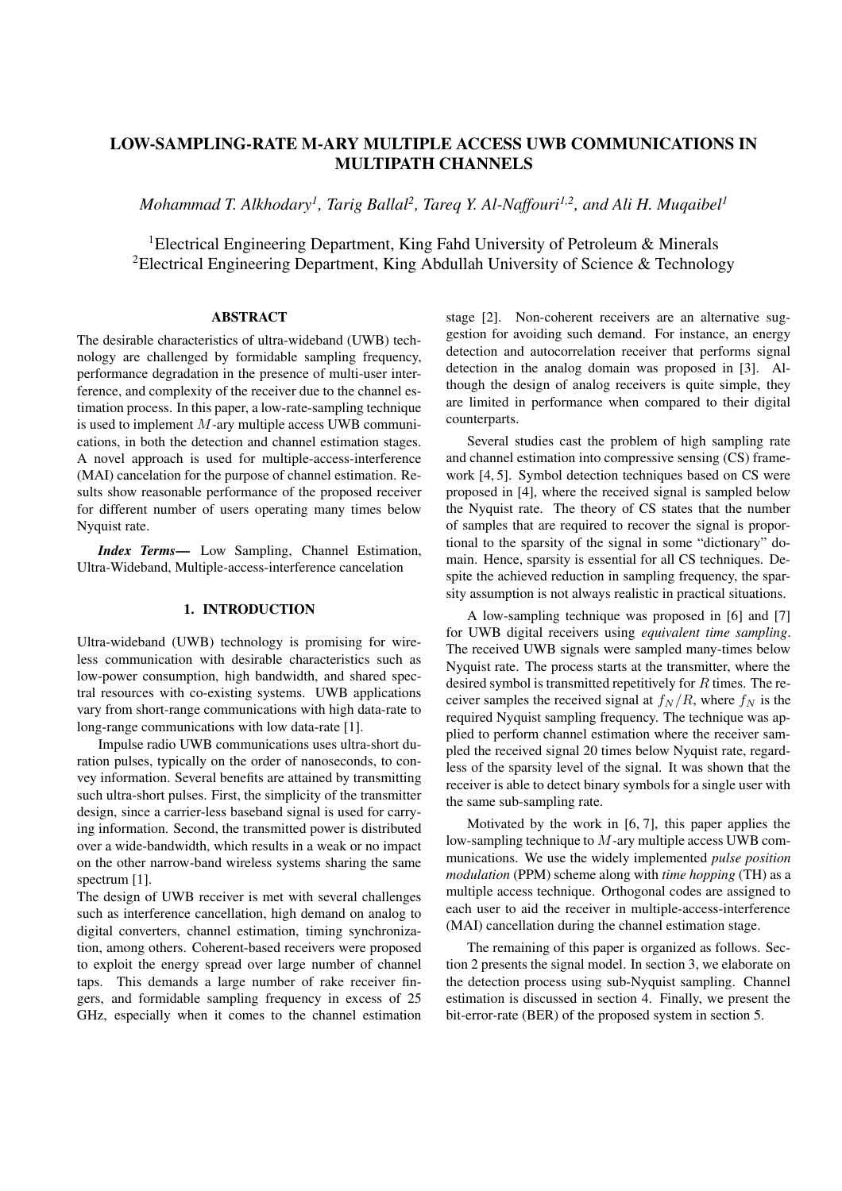# LOW-SAMPLING-RATE M-ARY MULTIPLE ACCESS UWB COMMUNICATIONS IN MULTIPATH CHANNELS

*Mohammad T. Alkhodary[1], Tarig Ballal[2], Tareq Y. Al-Naffouri[1,2], and Ali H. Muqaibel[1]*

[1]Electrical Engineering Department, King Fahd University of Petroleum & Minerals
[2]Electrical Engineering Department, King Abdullah University of Science & Technology

## ABSTRACT

The desirable characteristics of ultra-wideband (UWB) technology are challenged by formidable sampling frequency, performance degradation in the presence of multi-user interference, and complexity of the receiver due to the channel estimation process. In this paper, a low-rate-sampling technique is used to implement $M$-ary multiple access UWB communications, in both the detection and channel estimation stages. A novel approach is used for multiple-access-interference (MAI) cancelation for the purpose of channel estimation. Results show reasonable performance of the proposed receiver for different number of users operating many times below Nyquist rate.

***Index Terms***— Low Sampling, Channel Estimation, Ultra-Wideband, Multiple-access-interference cancelation

## 1. INTRODUCTION

Ultra-wideband (UWB) technology is promising for wireless communication with desirable characteristics such as low-power consumption, high bandwidth, and shared spectral resources with co-existing systems. UWB applications vary from short-range communications with high data-rate to long-range communications with low data-rate [1].

Impulse radio UWB communications uses ultra-short duration pulses, typically on the order of nanoseconds, to convey information. Several benefits are attained by transmitting such ultra-short pulses. First, the simplicity of the transmitter design, since a carrier-less baseband signal is used for carrying information. Second, the transmitted power is distributed over a wide-bandwidth, which results in a weak or no impact on the other narrow-band wireless systems sharing the same spectrum [1].

The design of UWB receiver is met with several challenges such as interference cancellation, high demand on analog to digital converters, channel estimation, timing synchronization, among others. Coherent-based receivers were proposed to exploit the energy spread over large number of channel taps. This demands a large number of rake receiver fingers, and formidable sampling frequency in excess of 25 GHz, especially when it comes to the channel estimation stage [2]. Non-coherent receivers are an alternative suggestion for avoiding such demand. For instance, an energy detection and autocorrelation receiver that performs signal detection in the analog domain was proposed in [3]. Although the design of analog receivers is quite simple, they are limited in performance when compared to their digital counterparts.

Several studies cast the problem of high sampling rate and channel estimation into compressive sensing (CS) framework [4, 5]. Symbol detection techniques based on CS were proposed in [4], where the received signal is sampled below the Nyquist rate. The theory of CS states that the number of samples that are required to recover the signal is proportional to the sparsity of the signal in some "dictionary" domain. Hence, sparsity is essential for all CS techniques. Despite the achieved reduction in sampling frequency, the sparsity assumption is not always realistic in practical situations.

A low-sampling technique was proposed in [6] and [7] for UWB digital receivers using *equivalent time sampling*. The received UWB signals were sampled many-times below Nyquist rate. The process starts at the transmitter, where the desired symbol is transmitted repetitively for $R$ times. The receiver samples the received signal at $f_N/R$, where $f_N$ is the required Nyquist sampling frequency. The technique was applied to perform channel estimation where the receiver sampled the received signal 20 times below Nyquist rate, regardless of the sparsity level of the signal. It was shown that the receiver is able to detect binary symbols for a single user with the same sub-sampling rate.

Motivated by the work in [6, 7], this paper applies the low-sampling technique to $M$-ary multiple access UWB communications. We use the widely implemented *pulse position modulation* (PPM) scheme along with *time hopping* (TH) as a multiple access technique. Orthogonal codes are assigned to each user to aid the receiver in multiple-access-interference (MAI) cancellation during the channel estimation stage.

The remaining of this paper is organized as follows. Section 2 presents the signal model. In section 3, we elaborate on the detection process using sub-Nyquist sampling. Channel estimation is discussed in section 4. Finally, we present the bit-error-rate (BER) of the proposed system in section 5.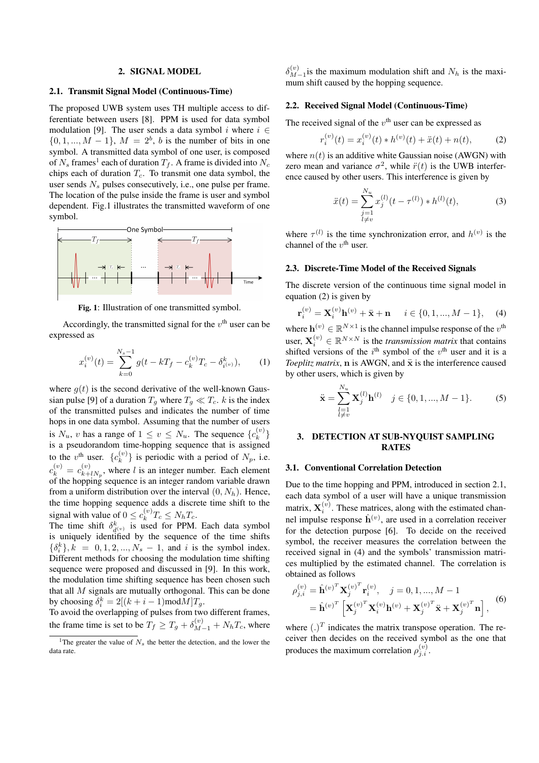## 2. SIGNAL MODEL

### 2.1. Transmit Signal Model (Continuous-Time)

The proposed UWB system uses TH multiple access to differentiate between users [8]. PPM is used for data symbol modulation [9]. The user sends a data symbol $i$ where $i \in \{0, 1, ..., M-1\}$, $M = 2^b$, $b$ is the number of bits in one symbol. A transmitted data symbol of one user, is composed of $N_s$ frames[1] each of duration $T_f$. A frame is divided into $N_c$ chips each of duration $T_c$. To transmit one data symbol, the user sends $N_s$ pulses consecutively, i.e., one pulse per frame. The location of the pulse inside the frame is user and symbol dependent. Fig.1 illustrates the transmitted waveform of one symbol.

**Fig. 1**: Illustration of one transmitted symbol.

Accordingly, the transmitted signal for the $v^{\text{th}}$ user can be expressed as

$$x_i^{(v)}(t) = \sum_{k=0}^{N_s-1} g(t - kT_f - c_k^{(v)}T_c - \delta_{i^{(v)}}^k), \tag{1}$$

where $g(t)$ is the second derivative of the well-known Gaussian pulse [9] of a duration $T_g$ where $T_g \ll T_c$. $k$ is the index of the transmitted pulses and indicates the number of time hops in one data symbol. Assuming that the number of users is $N_u$, $v$ has a range of $1 \leq v \leq N_u$. The sequence $\{c_k^{(v)}\}$ is a pseudorandom time-hopping sequence that is assigned to the $v^{\text{th}}$ user. $\{c_k^{(v)}\}$ is periodic with a period of $N_p$, i.e. $c_k^{(v)} = c_{k+lN_p}^{(v)}$, where $l$ is an integer number. Each element of the hopping sequence is an integer random variable drawn from a uniform distribution over the interval $(0, N_h)$. Hence, the time hopping sequence adds a discrete time shift to the signal with value of $0 \leq c_k^{(v)}T_c \leq N_hT_c$.
The time shift $\delta_{d^{(v)}}^k$ is used for PPM. Each data symbol is uniquely identified by the sequence of the time shifts $\{\delta_i^k\}, k = 0, 1, 2, ..., N_s - 1$, and $i$ is the symbol index. Different methods for choosing the modulation time shifting sequence were proposed and discussed in [9]. In this work, the modulation time shifting sequence has been chosen such that all $M$ signals are mutually orthogonal. This can be done by choosing $\delta_i^k = 2[(k + i - 1)\text{mod}M]T_g$.
To avoid the overlapping of pulses from two different frames, the frame time is set to be $T_f \geq T_g + \delta_{M-1}^{(v)} + N_hT_c$, where $\delta_{M-1}^{(v)}$ is the maximum modulation shift and $N_h$ is the maximum shift caused by the hopping sequence.

[1] The greater the value of $N_s$ the better the detection, and the lower the data rate.

### 2.2. Received Signal Model (Continuous-Time)

The received signal of the $v^{\text{th}}$ user can be expressed as

$$r_i^{(v)}(t) = x_i^{(v)}(t) * h^{(v)}(t) + \ddot{x}(t) + n(t), \tag{2}$$

where $n(t)$ is an additive white Gaussian noise (AWGN) with zero mean and variance $\sigma^2$, while $\ddot{r}(t)$ is the UWB interference caused by other users. This interference is given by

$$\ddot{x}(t) = \sum_{\substack{j=1 \\ l \neq v}}^{N_u} x_j^{(l)}(t - \tau^{(l)}) * h^{(l)}(t), \tag{3}$$

where $\tau^{(l)}$ is the time synchronization error, and $h^{(v)}$ is the channel of the $v^{\text{th}}$ user.

### 2.3. Discrete-Time Model of the Received Signals

The discrete version of the continuous time signal model in equation (2) is given by

$$\mathbf{r}_i^{(v)} = \mathbf{X}_i^{(v)}\mathbf{h}^{(v)} + \ddot{\mathbf{x}} + \mathbf{n} \qquad i \in \{0, 1, ..., M-1\}, \tag{4}$$

where $\mathbf{h}^{(v)} \in \mathbb{R}^{N \times 1}$ is the channel impulse response of the $v^{\text{th}}$ user, $\mathbf{X}_i^{(v)} \in \mathbb{R}^{N \times N}$ is the *transmission matrix* that contains shifted versions of the $i^{\text{th}}$ symbol of the $v^{\text{th}}$ user and it is a *Toeplitz matrix*, $\mathbf{n}$ is AWGN, and $\ddot{\mathbf{x}}$ is the interference caused by other users, which is given by

$$\ddot{\mathbf{x}} = \sum_{\substack{l=1 \\ l \neq v}}^{N_u} \mathbf{X}_j^{(l)}\mathbf{h}^{(l)} \quad j \in \{0, 1, ..., M-1\}. \tag{5}$$

## 3. DETECTION AT SUB-NYQUIST SAMPLING RATES

### 3.1. Conventional Correlation Detection

Due to the time hopping and PPM, introduced in section 2.1, each data symbol of a user will have a unique transmission matrix, $\mathbf{X}_i^{(v)}$. These matrices, along with the estimated channel impulse response $\hat{\mathbf{h}}^{(v)}$, are used in a correlation receiver for the detection purpose [6]. To decide on the received symbol, the receiver measures the correlation between the received signal in (4) and the symbols' transmission matrices multiplied by the estimated channel. The correlation is obtained as follows

$$\begin{aligned} \rho_{j,i}^{(v)} &= \hat{\mathbf{h}}^{(v)^T}\mathbf{X}_j^{(v)^T}\mathbf{r}_i^{(v)}, \quad j = 0, 1, ..., M-1 \\ &= \hat{\mathbf{h}}^{(v)^T}\left[\mathbf{X}_j^{(v)^T}\mathbf{X}_i^{(v)}\mathbf{h}^{(v)} + \mathbf{X}_j^{(v)^T}\ddot{\mathbf{x}} + \mathbf{X}_j^{(v)^T}\mathbf{n}\right], \end{aligned} \tag{6}$$

where $(.)^T$ indicates the matrix transpose operation. The receiver then decides on the received symbol as the one that produces the maximum correlation $\rho_{j,i}^{(v)}$.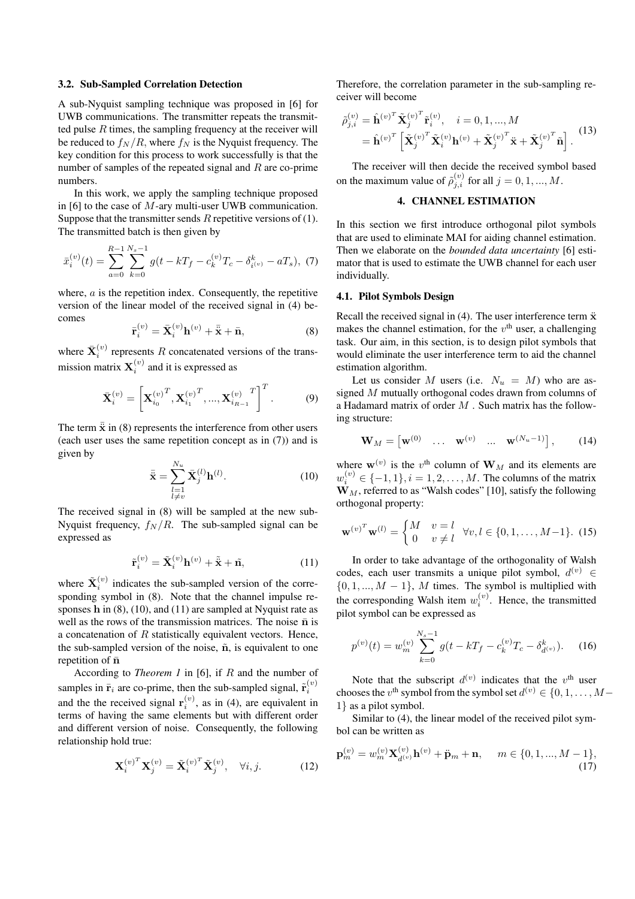### 3.2. Sub-Sampled Correlation Detection

A sub-Nyquist sampling technique was proposed in [6] for UWB communications. The transmitter repeats the transmitted pulse $R$ times, the sampling frequency at the receiver will be reduced to $f_N/R$, where $f_N$ is the Nyquist frequency. The key condition for this process to work successfully is that the number of samples of the repeated signal and $R$ are co-prime numbers.

In this work, we apply the sampling technique proposed in [6] to the case of $M$-ary multi-user UWB communication. Suppose that the transmitter sends $R$ repetitive versions of (1). The transmitted batch is then given by

$$\bar{x}_i^{(v)}(t) = \sum_{a=0}^{R-1} \sum_{k=0}^{N_s-1} g(t - kT_f - c_k^{(v)} T_c - \delta_{i^{(v)}}^k - aT_s), \quad (7)$$

where, $a$ is the repetition index. Consequently, the repetitive version of the linear model of the received signal in (4) becomes

$$\bar{\mathbf{r}}_i^{(v)} = \bar{\mathbf{X}}_i^{(v)} \mathbf{h}^{(v)} + \bar{\ddot{\mathbf{x}}} + \bar{\mathbf{n}}, \quad (8)$$

where $\bar{\mathbf{X}}_i^{(v)}$ represents $R$ concatenated versions of the transmission matrix $\mathbf{X}_i^{(v)}$ and it is expressed as

$$\bar{\mathbf{X}}_i^{(v)} = \left[ \mathbf{X}_{i_0}^{(v)^T}, \mathbf{X}_{i_1}^{(v)^T}, ..., \mathbf{X}_{i_{R-1}}^{(v)^T} \right]^T. \quad (9)$$

The term $\bar{\ddot{\mathbf{x}}}$ in (8) represents the interference from other users (each user uses the same repetition concept as in (7)) and is given by

$$\bar{\ddot{\mathbf{x}}} = \sum_{\substack{l=1 \\ l \neq v}}^{N_u} \bar{\mathbf{X}}_j^{(l)} \mathbf{h}^{(l)}. \quad (10)$$

The received signal in (8) will be sampled at the new sub-Nyquist frequency, $f_N/R$. The sub-sampled signal can be expressed as

$$\tilde{\mathbf{r}}_i^{(v)} = \tilde{\mathbf{X}}_i^{(v)} \mathbf{h}^{(v)} + \tilde{\ddot{\mathbf{x}}} + \tilde{\mathbf{n}}, \quad (11)$$

where $\tilde{\mathbf{X}}_i^{(v)}$ indicates the sub-sampled version of the corresponding symbol in (8). Note that the channel impulse responses $\mathbf{h}$ in (8), (10), and (11) are sampled at Nyquist rate as well as the rows of the transmission matrices. The noise $\bar{\mathbf{n}}$ is a concatenation of $R$ statistically equivalent vectors. Hence, the sub-sampled version of the noise, $\tilde{\mathbf{n}}$, is equivalent to one repetition of $\bar{\mathbf{n}}$

According to *Theorem 1* in [6], if $R$ and the number of samples in $\bar{\mathbf{r}}_i$ are co-prime, then the sub-sampled signal, $\tilde{\mathbf{r}}_i^{(v)}$ and the the received signal $\mathbf{r}_i^{(v)}$, as in (4), are equivalent in terms of having the same elements but with different order and different version of noise. Consequently, the following relationship hold true:

$$\mathbf{X}_i^{(v)^T} \mathbf{X}_j^{(v)} = \tilde{\mathbf{X}}_i^{(v)^T} \tilde{\mathbf{X}}_j^{(v)}, \quad \forall i, j. \quad (12)$$

Therefore, the correlation parameter in the sub-sampling receiver will become

$$\begin{aligned} \tilde{\rho}_{j,i}^{(v)} &= \hat{\mathbf{h}}^{(v)^T} \tilde{\mathbf{X}}_j^{(v)^T} \tilde{\mathbf{r}}_i^{(v)}, \quad i = 0, 1, ..., M \\ &= \hat{\mathbf{h}}^{(v)^T} \left[ \tilde{\mathbf{X}}_j^{(v)^T} \tilde{\mathbf{X}}_i^{(v)} \mathbf{h}^{(v)} + \tilde{\mathbf{X}}_j^{(v)^T} \ddot{\mathbf{x}} + \tilde{\mathbf{X}}_j^{(v)^T} \tilde{\mathbf{n}} \right]. \end{aligned} \quad (13)$$

The receiver will then decide the received symbol based on the maximum value of $\tilde{\rho}_{j,i}^{(v)}$ for all $j = 0, 1, ..., M$.

## 4. CHANNEL ESTIMATION

In this section we first introduce orthogonal pilot symbols that are used to eliminate MAI for aiding channel estimation. Then we elaborate on the *bounded data uncertainty* [6] estimator that is used to estimate the UWB channel for each user individually.

### 4.1. Pilot Symbols Design

Recall the received signal in (4). The user interference term $\ddot{\mathbf{x}}$ makes the channel estimation, for the $v^{\text{th}}$ user, a challenging task. Our aim, in this section, is to design pilot symbols that would eliminate the user interference term to aid the channel estimation algorithm.

Let us consider $M$ users (i.e. $N_u = M$) who are assigned $M$ mutually orthogonal codes drawn from columns of a Hadamard matrix of order $M$ . Such matrix has the following structure:

$$\mathbf{W}_M = \begin{bmatrix} \mathbf{w}^{(0)} & \dots & \mathbf{w}^{(v)} & \dots & \mathbf{w}^{(N_u-1)} \end{bmatrix}, \quad (14)$$

where $\mathbf{w}^{(v)}$ is the $v^{\text{th}}$ column of $\mathbf{W}_M$ and its elements are $w_i^{(v)} \in \{-1, 1\}, i = 1, 2, \dots, M$. The columns of the matrix $\mathbf{W}_M$, referred to as "Walsh codes" [10], satisfy the following orthogonal property:

$$\mathbf{w}^{(v)^T} \mathbf{w}^{(l)} = \begin{cases} M & v = l \\ 0 & v \neq l \end{cases} \quad \forall v, l \in \{0, 1, \dots, M-1\}. \quad (15)$$

In order to take advantage of the orthogonality of Walsh codes, each user transmits a unique pilot symbol, $d^{(v)} \in \{0, 1, ..., M-1\}$, $M$ times. The symbol is multiplied with the corresponding Walsh item $w_i^{(v)}$. Hence, the transmitted pilot symbol can be expressed as

$$p^{(v)}(t) = w_m^{(v)} \sum_{k=0}^{N_s-1} g(t - kT_f - c_k^{(v)} T_c - \delta_{d^{(v)}}^k). \quad (16)$$

Note that the subscript $d^{(v)}$ indicates that the $v^{\text{th}}$ user chooses the $v^{\text{th}}$ symbol from the symbol set $d^{(v)} \in \{0, 1, \dots, M-1\}$ as a pilot symbol.

Similar to (4), the linear model of the received pilot symbol can be written as

$$\mathbf{p}_m^{(v)} = w_m^{(v)} \mathbf{X}_{d^{(v)}}^{(v)} \mathbf{h}^{(v)} + \ddot{\mathbf{p}}_m + \mathbf{n}, \quad m \in \{0, 1, ..., M-1\}, \quad (17)$$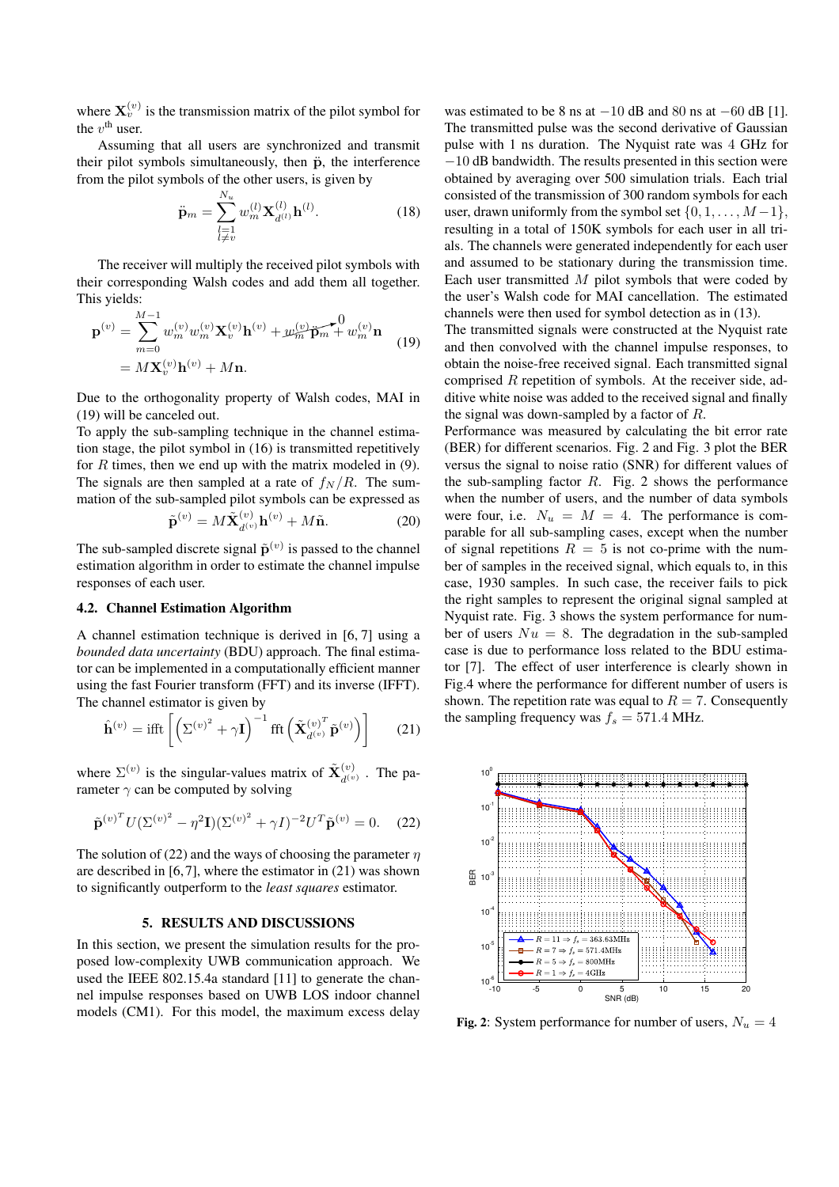where $\mathbf{X}_v^{(v)}$ is the transmission matrix of the pilot symbol for the $v^{\text{th}}$ user.

Assuming that all users are synchronized and transmit their pilot symbols simultaneously, then $\ddot{\mathbf{p}}$, the interference from the pilot symbols of the other users, is given by

$$\ddot{\mathbf{p}}_m = \sum_{\substack{l=1 \\ l \neq v}}^{N_u} w_m^{(l)} \mathbf{X}_{d^{(l)}}^{(l)} \mathbf{h}^{(l)}. \quad (18)$$

The receiver will multiply the received pilot symbols with their corresponding Walsh codes and add them all together. This yields:

$$\begin{aligned} \mathbf{p}^{(v)} &= \sum_{m=0}^{M-1} w_m^{(v)} w_m^{(v)} \mathbf{X}_v^{(v)} \mathbf{h}^{(v)} + \cancelto{0}{w_m^{(v)} \ddot{\mathbf{p}}_m} + w_m^{(v)} \mathbf{n} \\ &= M \mathbf{X}_v^{(v)} \mathbf{h}^{(v)} + M \mathbf{n}. \end{aligned} \quad (19)$$

Due to the orthogonality property of Walsh codes, MAI in (19) will be canceled out.

To apply the sub-sampling technique in the channel estimation stage, the pilot symbol in (16) is transmitted repetitively for $R$ times, then we end up with the matrix modeled in (9). The signals are then sampled at a rate of $f_N/R$. The summation of the sub-sampled pilot symbols can be expressed as

$$\tilde{\mathbf{p}}^{(v)} = M \tilde{\mathbf{X}}_{d^{(v)}}^{(v)} \mathbf{h}^{(v)} + M \tilde{\mathbf{n}}. \quad (20)$$

The sub-sampled discrete signal $\tilde{\mathbf{p}}^{(v)}$ is passed to the channel estimation algorithm in order to estimate the channel impulse responses of each user.

### 4.2. Channel Estimation Algorithm

A channel estimation technique is derived in [6, 7] using a *bounded data uncertainty* (BDU) approach. The final estimator can be implemented in a computationally efficient manner using the fast Fourier transform (FFT) and its inverse (IFFT). The channel estimator is given by

$$\hat{\mathbf{h}}^{(v)} = \text{ifft}\left[ \left( {\Sigma^{(v)}}^2 + \gamma \mathbf{I} \right)^{-1} \text{fft}\left( {\tilde{\mathbf{X}}_{d^{(v)}}^{(v)}}^T \tilde{\mathbf{p}}^{(v)} \right) \right] \quad (21)$$

where $\Sigma^{(v)}$ is the singular-values matrix of $\tilde{\mathbf{X}}_{d^{(v)}}^{(v)}$. The parameter $\gamma$ can be computed by solving

$${\tilde{\mathbf{p}}^{(v)}}^T U ({\Sigma^{(v)}}^2 - \eta^2 \mathbf{I}) ({\Sigma^{(v)}}^2 + \gamma I)^{-2} U^T \tilde{\mathbf{p}}^{(v)} = 0. \quad (22)$$

The solution of (22) and the ways of choosing the parameter $\eta$ are described in [6,7], where the estimator in (21) was shown to significantly outperform to the *least squares* estimator.

## 5. RESULTS AND DISCUSSIONS

In this section, we present the simulation results for the proposed low-complexity UWB communication approach. We used the IEEE 802.15.4a standard [11] to generate the channel impulse responses based on UWB LOS indoor channel models (CM1). For this model, the maximum excess delay was estimated to be 8 ns at $-10$ dB and 80 ns at $-60$ dB [1]. The transmitted pulse was the second derivative of Gaussian pulse with 1 ns duration. The Nyquist rate was 4 GHz for $-10$ dB bandwidth. The results presented in this section were obtained by averaging over 500 simulation trials. Each trial consisted of the transmission of 300 random symbols for each user, drawn uniformly from the symbol set $\{0, 1, \ldots, M-1\}$, resulting in a total of 150K symbols for each user in all trials. The channels were generated independently for each user and assumed to be stationary during the transmission time. Each user transmitted $M$ pilot symbols that were coded by the user's Walsh code for MAI cancellation. The estimated channels were then used for symbol detection as in (13).

The transmitted signals were constructed at the Nyquist rate and then convolved with the channel impulse responses, to obtain the noise-free received signal. Each transmitted signal comprised $R$ repetition of symbols. At the receiver side, additive white noise was added to the received signal and finally the signal was down-sampled by a factor of $R$.

Performance was measured by calculating the bit error rate (BER) for different scenarios. Fig. 2 and Fig. 3 plot the BER versus the signal to noise ratio (SNR) for different values of the sub-sampling factor $R$. Fig. 2 shows the performance when the number of users, and the number of data symbols were four, i.e. $N_u = M = 4$. The performance is comparable for all sub-sampling cases, except when the number of signal repetitions $R = 5$ is not co-prime with the number of samples in the received signal, which equals to, in this case, 1930 samples. In such case, the receiver fails to pick the right samples to represent the original signal sampled at Nyquist rate. Fig. 3 shows the system performance for number of users $Nu = 8$. The degradation in the sub-sampled case is due to performance loss related to the BDU estimator [7]. The effect of user interference is clearly shown in Fig.4 where the performance for different number of users is shown. The repetition rate was equal to $R = 7$. Consequently the sampling frequency was $f_s = 571.4$ MHz.

**Fig. 2**: System performance for number of users, $N_u = 4$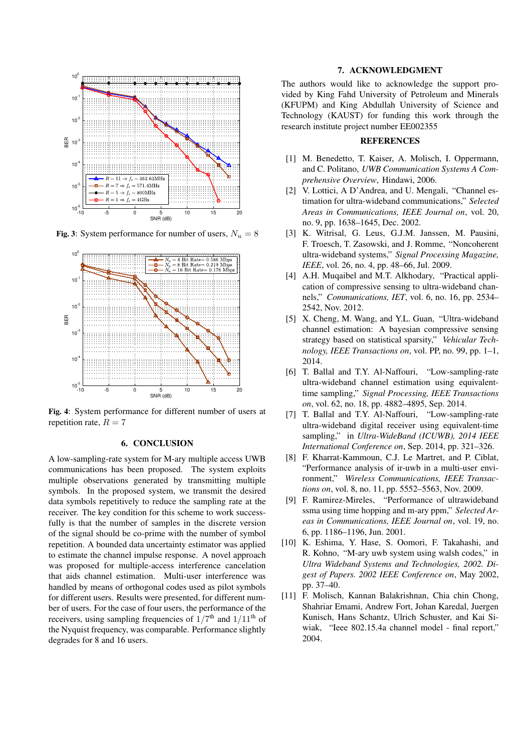10^0

10^-1

10^-2

10^-3

10^-4

10^-5

10^-6

BER

-10 -5 0 5 10 15 20

SNR (dB)

$R = 11 \Rightarrow f_s = 363.63$MHz

$R = 7 \Rightarrow f_s = 571.4$MHz

$R = 5 \Rightarrow f_s = 800$MHz

$R = 1 \Rightarrow f_s = 4$GHz

**Fig. 3**: System performance for number of users, $N_u = 8$

10^0

10^-1

10^-2

10^-3

10^-4

10^-5

BER

-10 -5 0 5 10 15 20

SNR (dB)

$N_u = 4$ Bit Rate= 0.586 Mbps

$N_u = 8$ Bit Rate= 0.219 Mbps

$N_u = 16$ Bit Rate= 0.176 Mbps

**Fig. 4**: System performance for different number of users at repetition rate, $R = 7$

## 6. CONCLUSION

A low-sampling-rate system for M-ary multiple access UWB communications has been proposed. The system exploits multiple observations generated by transmitting multiple symbols. In the proposed system, we transmit the desired data symbols repetitively to reduce the sampling rate at the receiver. The key condition for this scheme to work successfully is that the number of samples in the discrete version of the signal should be co-prime with the number of symbol repetition. A bounded data uncertainty estimator was applied to estimate the channel impulse response. A novel approach was proposed for multiple-access interference cancelation that aids channel estimation. Multi-user interference was handled by means of orthogonal codes used as pilot symbols for different users. Results were presented, for different number of users. For the case of four users, the performance of the receivers, using sampling frequencies of $1/7^{\text{th}}$ and $1/11^{\text{th}}$ of the Nyquist frequency, was comparable. Performance slightly degrades for 8 and 16 users.

## 7. ACKNOWLEDGMENT

The authors would like to acknowledge the support provided by King Fahd University of Petroleum and Minerals (KFUPM) and King Abdullah University of Science and Technology (KAUST) for funding this work through the research institute project number EE002355

## REFERENCES

[1] M. Benedetto, T. Kaiser, A. Molisch, I. Oppermann, and C. Politano, *UWB Communication Systems A Comprehensive Overview*, Hindawi, 2006.

[2] V. Lottici, A D'Andrea, and U. Mengali, "Channel estimation for ultra-wideband communications," *Selected Areas in Communications, IEEE Journal on*, vol. 20, no. 9, pp. 1638–1645, Dec. 2002.

[3] K. Witrisal, G. Leus, G.J.M. Janssen, M. Pausini, F. Troesch, T. Zasowski, and J. Romme, "Noncoherent ultra-wideband systems," *Signal Processing Magazine, IEEE*, vol. 26, no. 4, pp. 48–66, Jul. 2009.

[4] A.H. Muqaibel and M.T. Alkhodary, "Practical application of compressive sensing to ultra-wideband channels," *Communications, IET*, vol. 6, no. 16, pp. 2534–2542, Nov. 2012.

[5] X. Cheng, M. Wang, and Y.L. Guan, "Ultra-wideband channel estimation: A bayesian compressive sensing strategy based on statistical sparsity," *Vehicular Technology, IEEE Transactions on*, vol. PP, no. 99, pp. 1–1, 2014.

[6] T. Ballal and T.Y. Al-Naffouri, "Low-sampling-rate ultra-wideband channel estimation using equivalent-time sampling," *Signal Processing, IEEE Transactions on*, vol. 62, no. 18, pp. 4882–4895, Sep. 2014.

[7] T. Ballal and T.Y. Al-Naffouri, "Low-sampling-rate ultra-wideband digital receiver using equivalent-time sampling," in *Ultra-WideBand (ICUWB), 2014 IEEE International Conference on*, Sep. 2014, pp. 321–326.

[8] F. Kharrat-Kammoun, C.J. Le Martret, and P. Ciblat, "Performance analysis of ir-uwb in a multi-user environment," *Wireless Communications, IEEE Transactions on*, vol. 8, no. 11, pp. 5552–5563, Nov. 2009.

[9] F. Ramirez-Mireles, "Performance of ultrawideband ssma using time hopping and m-ary ppm," *Selected Areas in Communications, IEEE Journal on*, vol. 19, no. 6, pp. 1186–1196, Jun. 2001.

[10] K. Eshima, Y. Hase, S. Oomori, F. Takahashi, and R. Kohno, "M-ary uwb system using walsh codes," in *Ultra Wideband Systems and Technologies, 2002. Digest of Papers. 2002 IEEE Conference on*, May 2002, pp. 37–40.

[11] F. Molisch, Kannan Balakrishnan, Chia chin Chong, Shahriar Emami, Andrew Fort, Johan Karedal, Juergen Kunisch, Hans Schantz, Ulrich Schuster, and Kai Siwiak, "Ieee 802.15.4a channel model - final report," 2004.